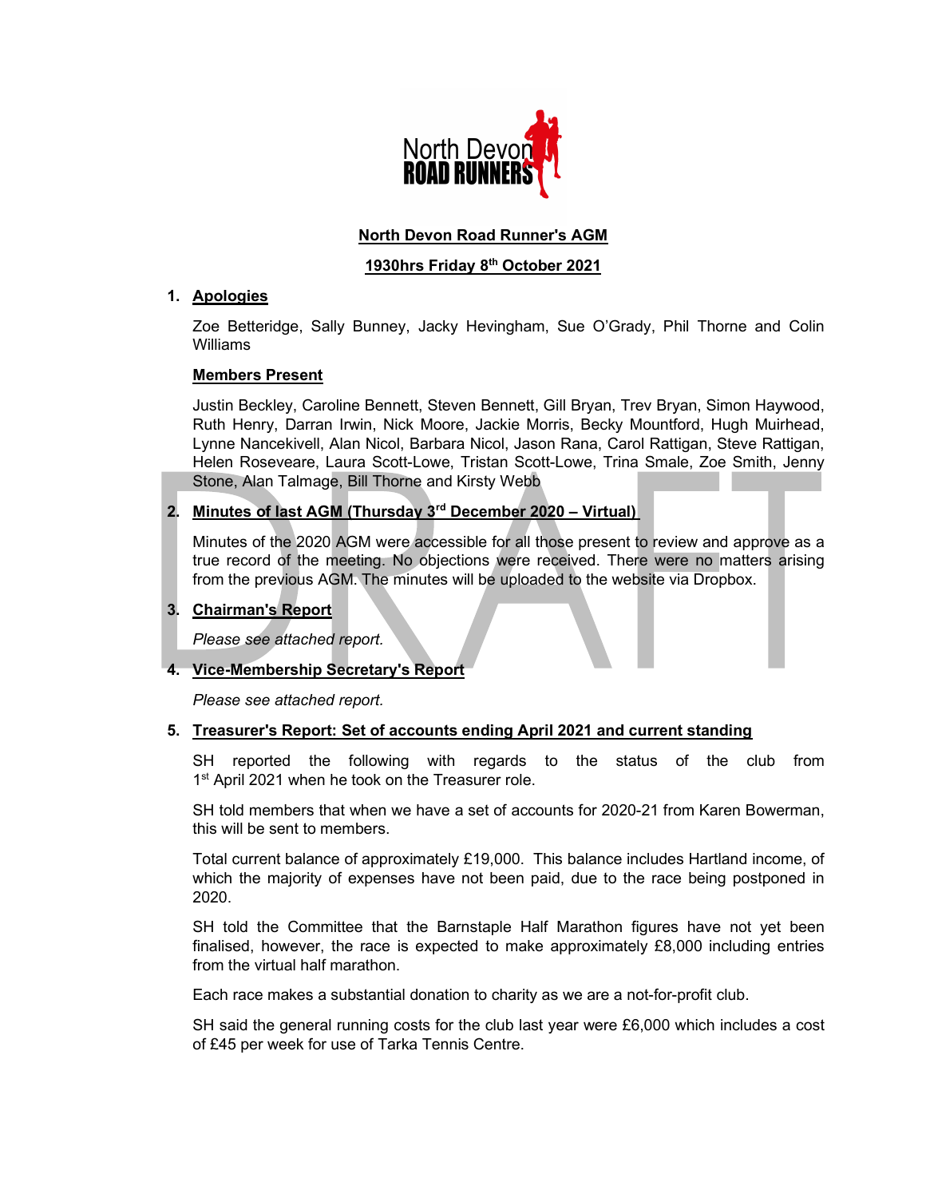# North Devon Road Runner's AGM

## 1930hrs Friday 8th October 2021

### 1. Apologies

Zoe Betteridge, Sally Bunney, Jacky Hevingham, Sue O'Grady, Phil Thorne and Colin Williams

### Members Present

Justin Beckley, Caroline Bennett, Steven Bennett, Gill Bryan, Trev Bryan, Simon Haywood, Ruth Henry, Darran Irwin, Nick Moore, Jackie Morris, Becky Mountford, Hugh Muirhead, Lynne Nancekivell, Alan Nicol, Barbara Nicol, Jason Rana, Carol Rattigan, Steve Rattigan, Helen Roseveare, Laura Scott-Lowe, Tristan Scott-Lowe, Trina Smale, Zoe Smith, Jenny Stone, Alan Talmage, Bill Thorne and Kirsty Webb

### 2. Minutes of last AGM (Thursday 3rd December 2020 – Virtual)

Minutes of the 2020 AGM were accessible for all those present to review and approve as a true record of the meeting. No objections were received. There were no matters arising from the previous AGM. The minutes will be uploaded to the website via Dropbox.

### 3. Chairman's Report

*Please see attached report.*

### 4. Vice-Membership Secretary's Report

*Please see attached report.*

### 5. Treasurer's Report: Set of accounts ending April 2021 and current standing

SH reported the following with regards to the status of the club from 1st April 2021 when he took on the Treasurer role.

SH told members that when we have a set of accounts for 2020-21 from Karen Bowerman, this will be sent to members.

Total current balance of approximately £19,000. This balance includes Hartland income, of which the majority of expenses have not been paid, due to the race being postponed in 2020.

SH told the Committee that the Barnstaple Half Marathon figures have not yet been finalised, however, the race is expected to make approximately £8,000 including entries from the virtual half marathon.

Each race makes a substantial donation to charity as we are a not-for-profit club.

SH said the general running costs for the club last year were £6,000 which includes a cost of £45 per week for use of Tarka Tennis Centre.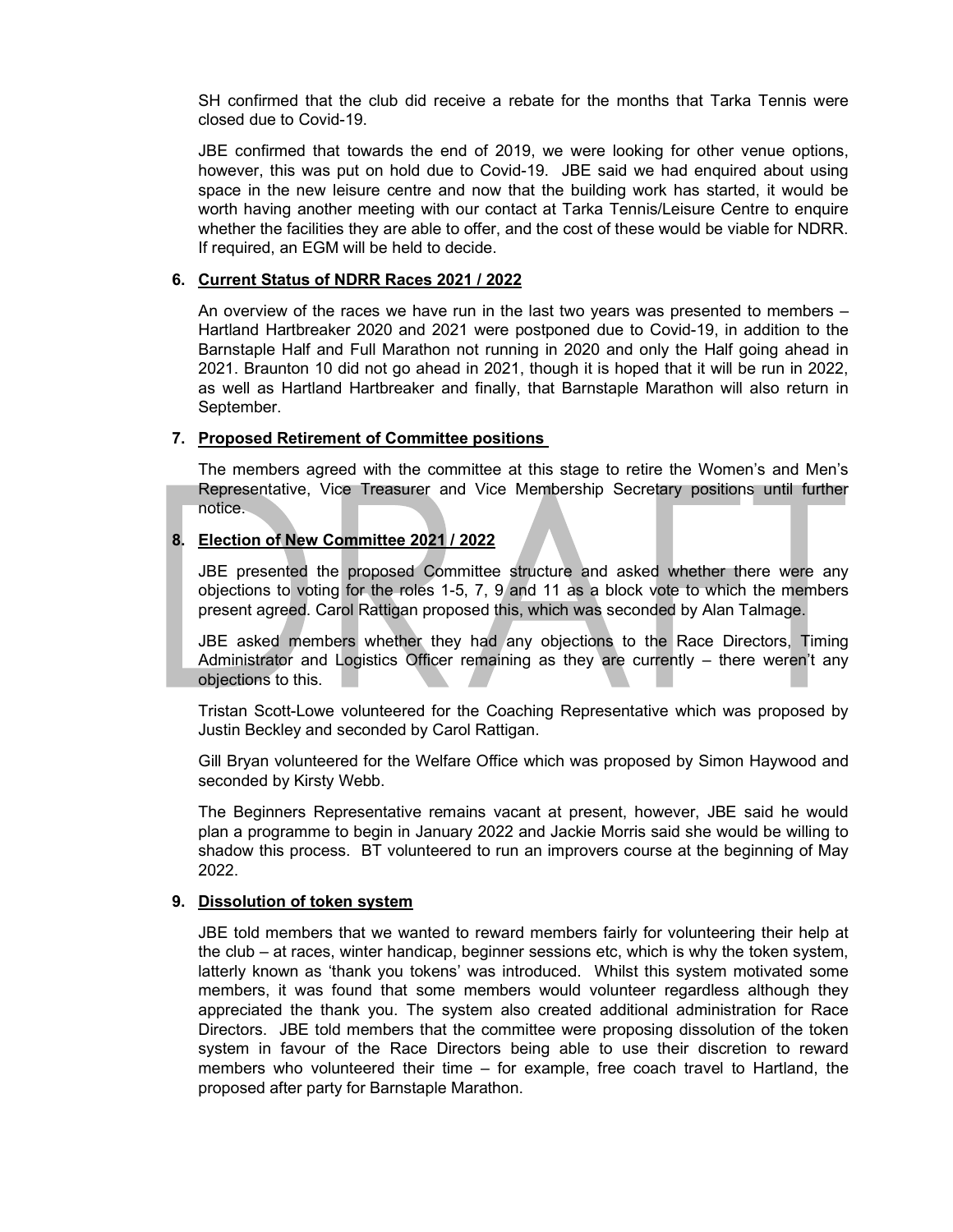SH confirmed that the club did receive a rebate for the months that Tarka Tennis were closed due to Covid-19.

JBE confirmed that towards the end of 2019, we were looking for other venue options, however, this was put on hold due to Covid-19. JBE said we had enquired about using space in the new leisure centre and now that the building work has started, it would be worth having another meeting with our contact at Tarka Tennis/Leisure Centre to enquire whether the facilities they are able to offer, and the cost of these would be viable for NDRR. If required, an EGM will be held to decide.

6. **Current Status of NDRR Races 2021 / 2022**

An overview of the races we have run in the last two years was presented to members – Hartland Hartbreaker 2020 and 2021 were postponed due to Covid-19, in addition to the Barnstaple Half and Full Marathon not running in 2020 and only the Half going ahead in 2021. Braunton 10 did not go ahead in 2021, though it is hoped that it will be run in 2022, as well as Hartland Hartbreaker and finally, that Barnstaple Marathon will also return in September.

7. **Proposed Retirement of Committee positions**

The members agreed with the committee at this stage to retire the Women's and Men's Representative, Vice Treasurer and Vice Membership Secretary positions until further notice.

8. **Election of New Committee 2021 / 2022**

JBE presented the proposed Committee structure and asked whether there were any objections to voting for the roles 1-5, 7, 9 and 11 as a block vote to which the members present agreed. Carol Rattigan proposed this, which was seconded by Alan Talmage.

JBE asked members whether they had any objections to the Race Directors, Timing Administrator and Logistics Officer remaining as they are currently – there weren't any objections to this.

Tristan Scott-Lowe volunteered for the Coaching Representative which was proposed by Justin Beckley and seconded by Carol Rattigan.

Gill Bryan volunteered for the Welfare Office which was proposed by Simon Haywood and seconded by Kirsty Webb.

The Beginners Representative remains vacant at present, however, JBE said he would plan a programme to begin in January 2022 and Jackie Morris said she would be willing to shadow this process. BT volunteered to run an improvers course at the beginning of May 2022.

9. **Dissolution of token system**

JBE told members that we wanted to reward members fairly for volunteering their help at the club – at races, winter handicap, beginner sessions etc, which is why the token system, latterly known as 'thank you tokens' was introduced. Whilst this system motivated some members, it was found that some members would volunteer regardless although they appreciated the thank you. The system also created additional administration for Race Directors. JBE told members that the committee were proposing dissolution of the token system in favour of the Race Directors being able to use their discretion to reward members who volunteered their time – for example, free coach travel to Hartland, the proposed after party for Barnstaple Marathon.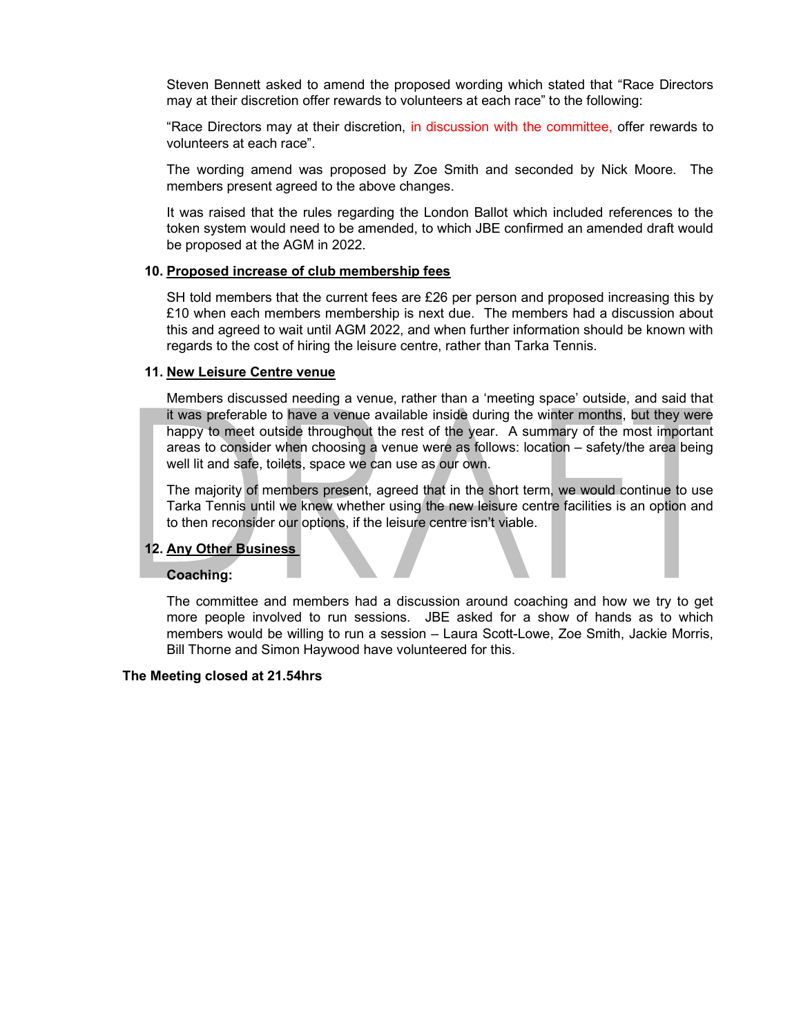Steven Bennett asked to amend the proposed wording which stated that "Race Directors may at their discretion offer rewards to volunteers at each race" to the following:

"Race Directors may at their discretion, in discussion with the committee, offer rewards to volunteers at each race".

The wording amend was proposed by Zoe Smith and seconded by Nick Moore. The members present agreed to the above changes.

It was raised that the rules regarding the London Ballot which included references to the token system would need to be amended, to which JBE confirmed an amended draft would be proposed at the AGM in 2022.

**10. Proposed increase of club membership fees**

SH told members that the current fees are £26 per person and proposed increasing this by £10 when each members membership is next due. The members had a discussion about this and agreed to wait until AGM 2022, and when further information should be known with regards to the cost of hiring the leisure centre, rather than Tarka Tennis.

**11. New Leisure Centre venue**

Members discussed needing a venue, rather than a 'meeting space' outside, and said that it was preferable to have a venue available inside during the winter months, but they were happy to meet outside throughout the rest of the year. A summary of the most important areas to consider when choosing a venue were as follows: location – safety/the area being well lit and safe, toilets, space we can use as our own.

The majority of members present, agreed that in the short term, we would continue to use Tarka Tennis until we knew whether using the new leisure centre facilities is an option and to then reconsider our options, if the leisure centre isn't viable.

**12. Any Other Business**

**Coaching:**

The committee and members had a discussion around coaching and how we try to get more people involved to run sessions. JBE asked for a show of hands as to which members would be willing to run a session – Laura Scott-Lowe, Zoe Smith, Jackie Morris, Bill Thorne and Simon Haywood have volunteered for this.

**The Meeting closed at 21.54hrs**